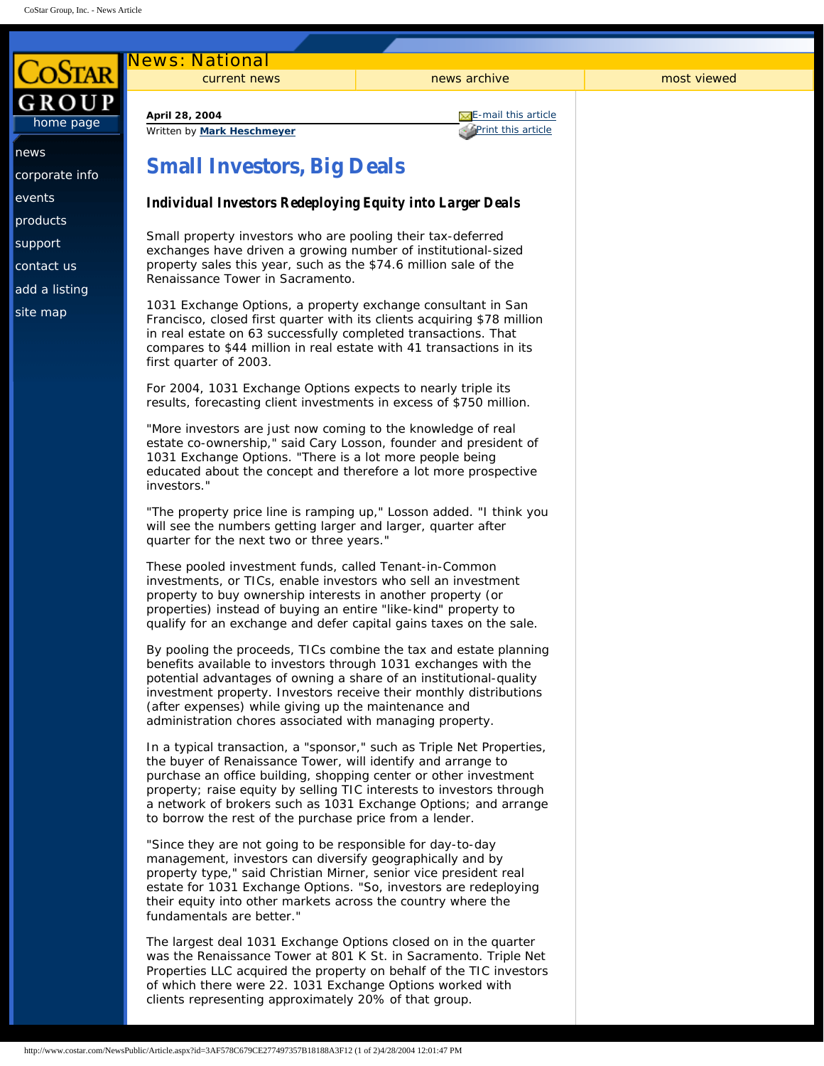News: National

current news | news archive | most viewed

**April 28, 2004**
Written by **Mark Heschmeyer**

E-mail this article
Print this article

# Small Investors, Big Deals

### *Individual Investors Redeploying Equity into Larger Deals*

Small property investors who are pooling their tax-deferred exchanges have driven a growing number of institutional-sized property sales this year, such as the $74.6 million sale of the Renaissance Tower in Sacramento.

1031 Exchange Options, a property exchange consultant in San Francisco, closed first quarter with its clients acquiring $78 million in real estate on 63 successfully completed transactions. That compares to $44 million in real estate with 41 transactions in its first quarter of 2003.

For 2004, 1031 Exchange Options expects to nearly triple its results, forecasting client investments in excess of $750 million.

"More investors are just now coming to the knowledge of real estate co-ownership," said Cary Losson, founder and president of 1031 Exchange Options. "There is a lot more people being educated about the concept and therefore a lot more prospective investors."

"The property price line is ramping up," Losson added. "I think you will see the numbers getting larger and larger, quarter after quarter for the next two or three years."

These pooled investment funds, called Tenant-in-Common investments, or TICs, enable investors who sell an investment property to buy ownership interests in another property (or properties) instead of buying an entire "like-kind" property to qualify for an exchange and defer capital gains taxes on the sale.

By pooling the proceeds, TICs combine the tax and estate planning benefits available to investors through 1031 exchanges with the potential advantages of owning a share of an institutional-quality investment property. Investors receive their monthly distributions (after expenses) while giving up the maintenance and administration chores associated with managing property.

In a typical transaction, a "sponsor," such as Triple Net Properties, the buyer of Renaissance Tower, will identify and arrange to purchase an office building, shopping center or other investment property; raise equity by selling TIC interests to investors through a network of brokers such as 1031 Exchange Options; and arrange to borrow the rest of the purchase price from a lender.

"Since they are not going to be responsible for day-to-day management, investors can diversify geographically and by property type," said Christian Mirner, senior vice president real estate for 1031 Exchange Options. "So, investors are redeploying their equity into other markets across the country where the fundamentals are better."

The largest deal 1031 Exchange Options closed on in the quarter was the Renaissance Tower at 801 K St. in Sacramento. Triple Net Properties LLC acquired the property on behalf of the TIC investors of which there were 22. 1031 Exchange Options worked with clients representing approximately 20% of that group.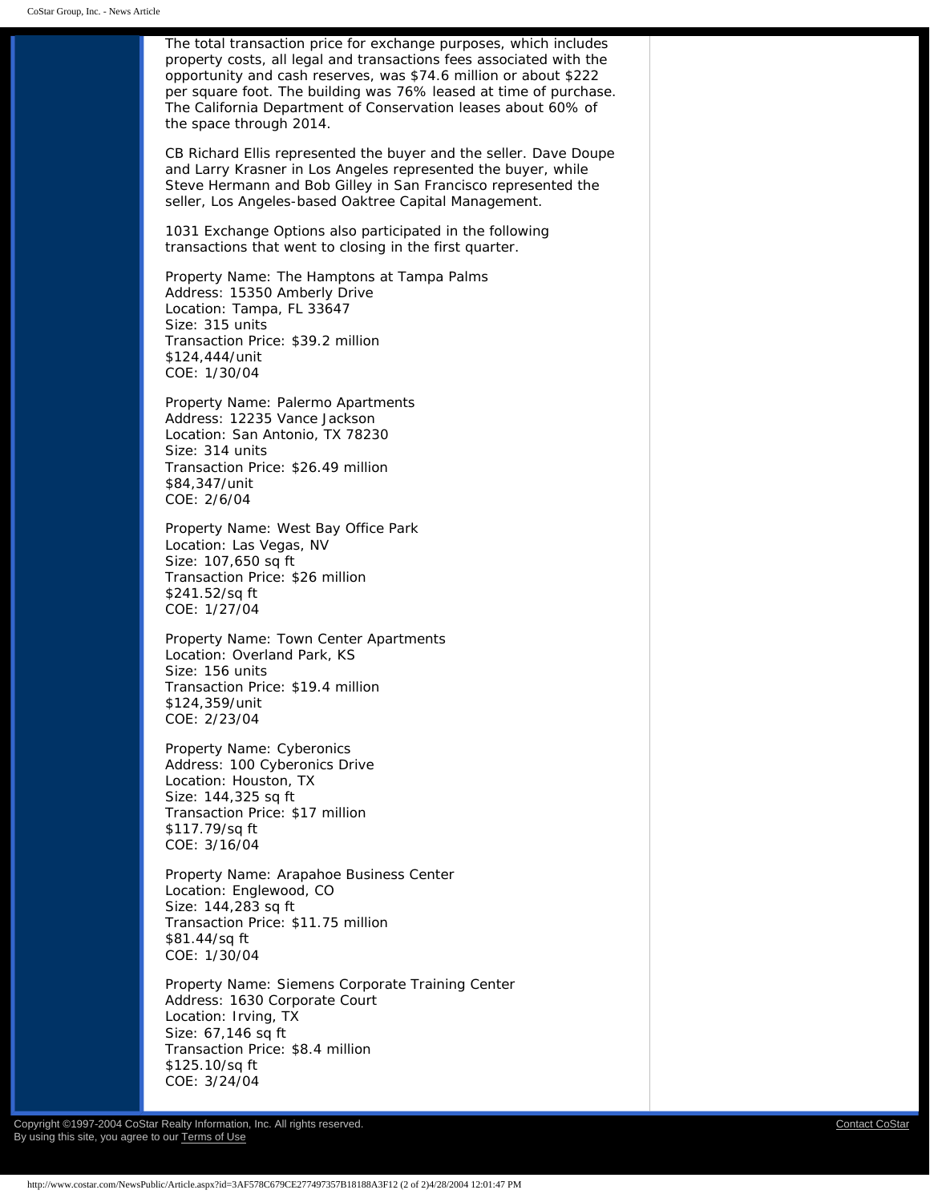The total transaction price for exchange purposes, which includes property costs, all legal and transactions fees associated with the opportunity and cash reserves, was $74.6 million or about $222 per square foot. The building was 76% leased at time of purchase. The California Department of Conservation leases about 60% of the space through 2014.

CB Richard Ellis represented the buyer and the seller. Dave Doupe and Larry Krasner in Los Angeles represented the buyer, while Steve Hermann and Bob Gilley in San Francisco represented the seller, Los Angeles-based Oaktree Capital Management.

1031 Exchange Options also participated in the following transactions that went to closing in the first quarter.

Property Name: The Hamptons at Tampa Palms
Address: 15350 Amberly Drive
Location: Tampa, FL 33647
Size: 315 units
Transaction Price: $39.2 million
$124,444/unit
COE: 1/30/04

Property Name: Palermo Apartments
Address: 12235 Vance Jackson
Location: San Antonio, TX 78230
Size: 314 units
Transaction Price: $26.49 million
$84,347/unit
COE: 2/6/04

Property Name: West Bay Office Park
Location: Las Vegas, NV
Size: 107,650 sq ft
Transaction Price: $26 million
$241.52/sq ft
COE: 1/27/04

Property Name: Town Center Apartments
Location: Overland Park, KS
Size: 156 units
Transaction Price: $19.4 million
$124,359/unit
COE: 2/23/04

Property Name: Cyberonics
Address: 100 Cyberonics Drive
Location: Houston, TX
Size: 144,325 sq ft
Transaction Price: $17 million
$117.79/sq ft
COE: 3/16/04

Property Name: Arapahoe Business Center
Location: Englewood, CO
Size: 144,283 sq ft
Transaction Price: $11.75 million
$81.44/sq ft
COE: 1/30/04

Property Name: Siemens Corporate Training Center
Address: 1630 Corporate Court
Location: Irving, TX
Size: 67,146 sq ft
Transaction Price: $8.4 million
$125.10/sq ft
COE: 3/24/04

Copyright ©1997-2004 CoStar Realty Information, Inc. All rights reserved.
By using this site, you agree to our Terms of Use

Contact CoStar